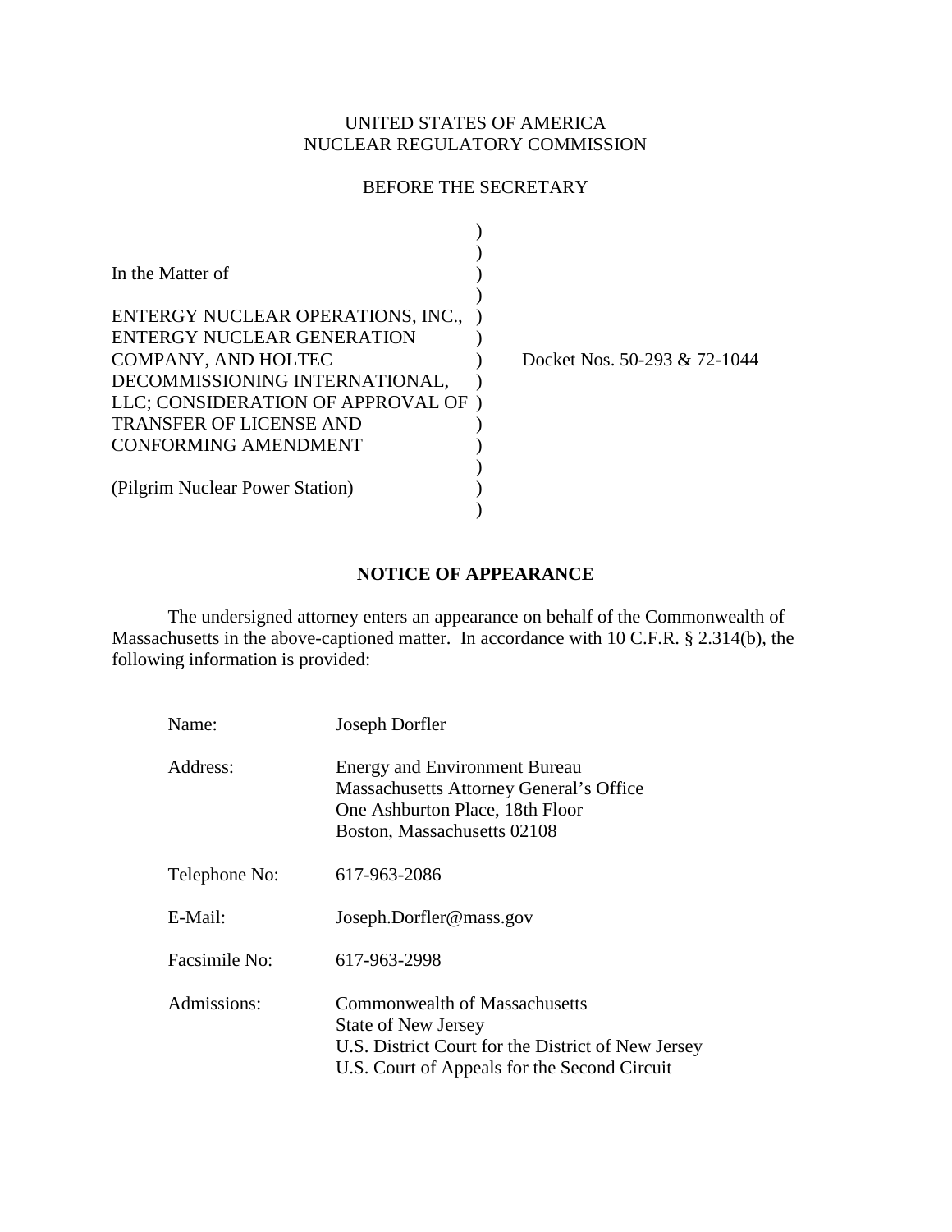UNITED STATES OF AMERICA
NUCLEAR REGULATORY COMMISSION

BEFORE THE SECRETARY

| | | |
|---|---|---|
| In the Matter of<br><br>ENTERGY NUCLEAR OPERATIONS, INC., ENTERGY NUCLEAR GENERATION COMPANY, AND HOLTEC DECOMMISSIONING INTERNATIONAL, LLC; CONSIDERATION OF APPROVAL OF TRANSFER OF LICENSE AND CONFORMING AMENDMENT<br><br>(Pilgrim Nuclear Power Station) | ) | Docket Nos. 50-293 & 72-1044 |

## NOTICE OF APPEARANCE

The undersigned attorney enters an appearance on behalf of the Commonwealth of Massachusetts in the above-captioned matter. In accordance with 10 C.F.R. § 2.314(b), the following information is provided:

| | |
|---|---|
| Name: | Joseph Dorfler |
| Address: | Energy and Environment Bureau<br>Massachusetts Attorney General's Office<br>One Ashburton Place, 18th Floor<br>Boston, Massachusetts 02108 |
| Telephone No: | 617-963-2086 |
| E-Mail: | Joseph.Dorfler@mass.gov |
| Facsimile No: | 617-963-2998 |
| Admissions: | Commonwealth of Massachusetts<br>State of New Jersey<br>U.S. District Court for the District of New Jersey<br>U.S. Court of Appeals for the Second Circuit |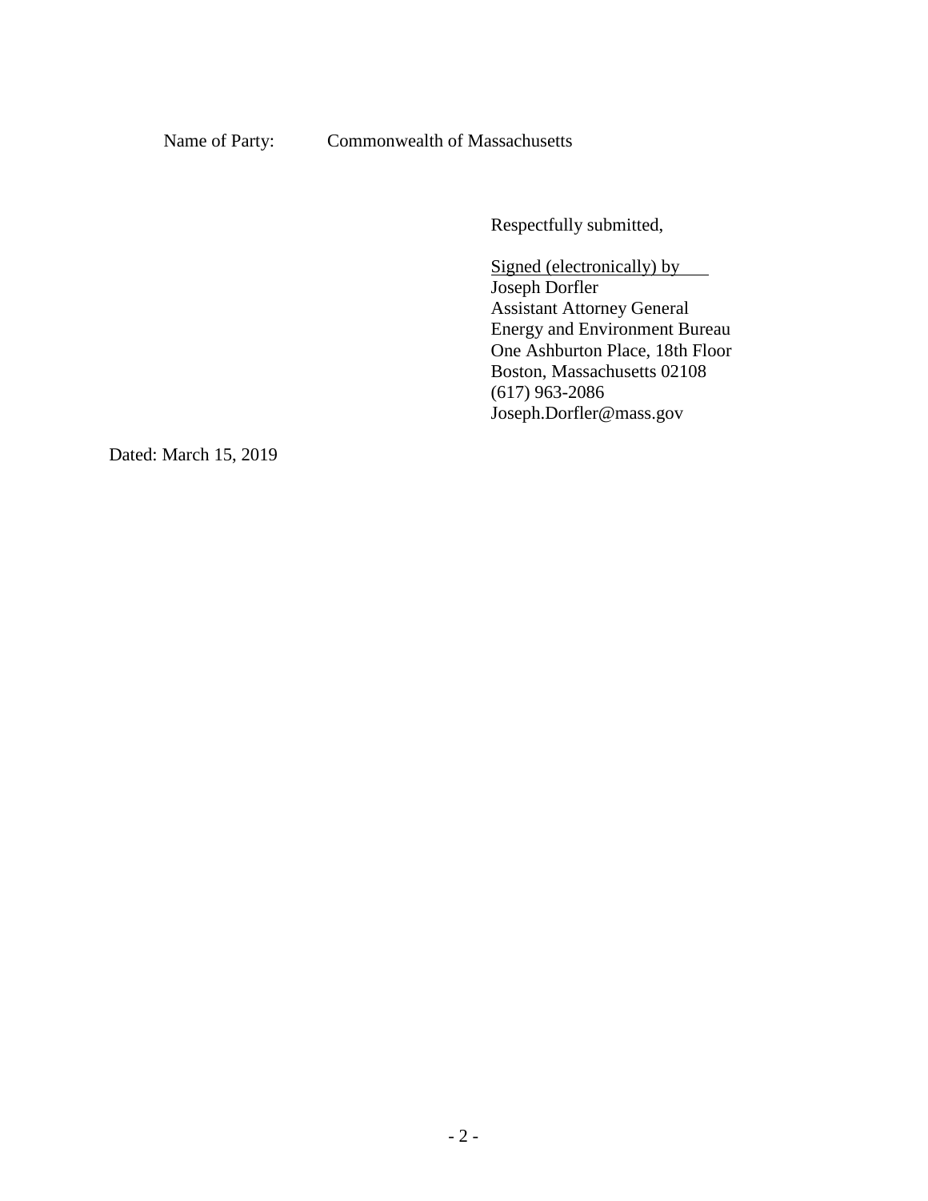Name of Party: Commonwealth of Massachusetts

Respectfully submitted,

Signed (electronically) by
Joseph Dorfler
Assistant Attorney General
Energy and Environment Bureau
One Ashburton Place, 18th Floor
Boston, Massachusetts 02108
(617) 963-2086
Joseph.Dorfler@mass.gov

Dated: March 15, 2019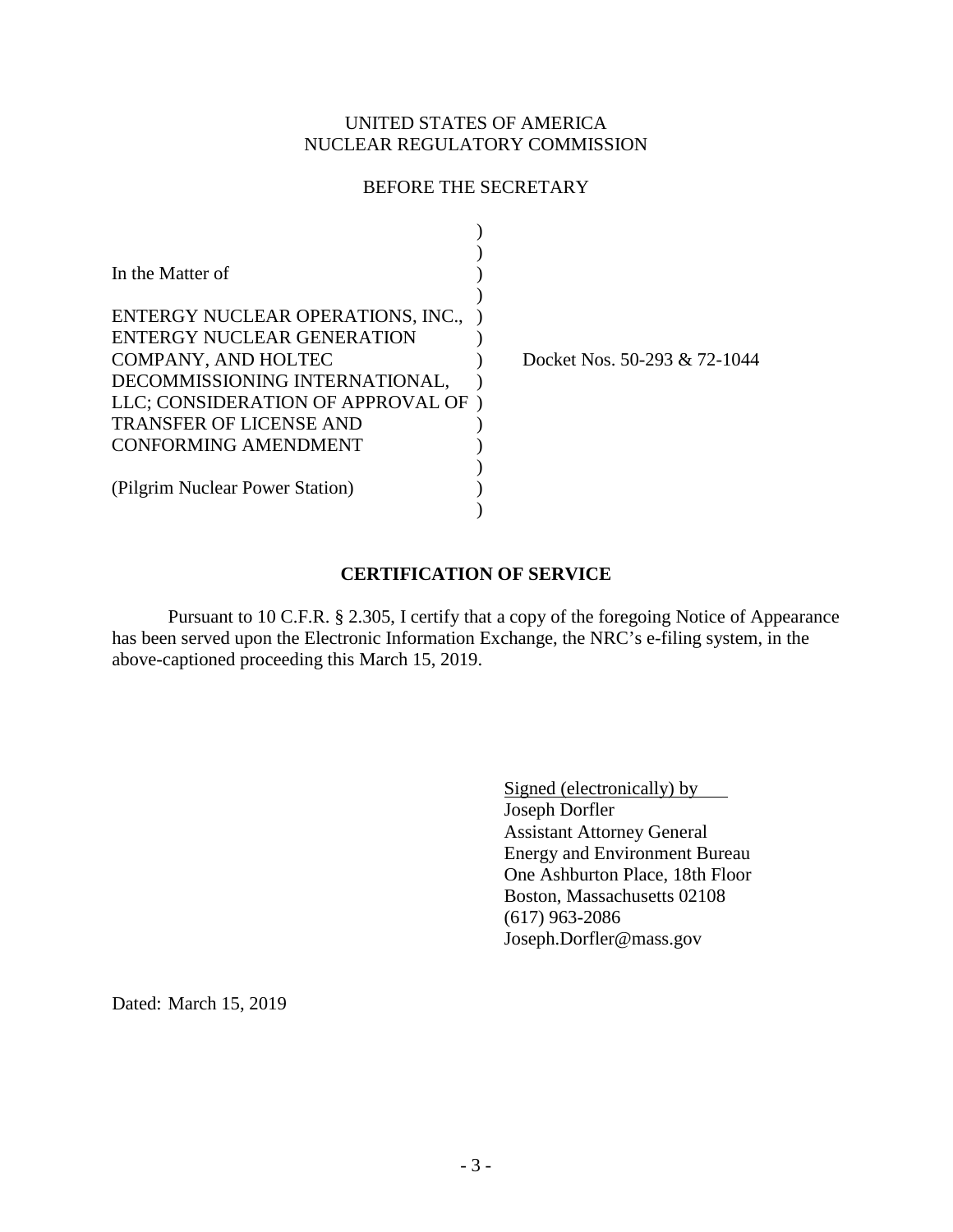UNITED STATES OF AMERICA
NUCLEAR REGULATORY COMMISSION

BEFORE THE SECRETARY

| | |
|---|---|
| In the Matter of<br><br>ENTERGY NUCLEAR OPERATIONS, INC., ENTERGY NUCLEAR GENERATION COMPANY, AND HOLTEC DECOMMISSIONING INTERNATIONAL, LLC; CONSIDERATION OF APPROVAL OF TRANSFER OF LICENSE AND CONFORMING AMENDMENT<br><br>(Pilgrim Nuclear Power Station) | Docket Nos. 50-293 & 72-1044 |

**CERTIFICATION OF SERVICE**

Pursuant to 10 C.F.R. § 2.305, I certify that a copy of the foregoing Notice of Appearance has been served upon the Electronic Information Exchange, the NRC's e-filing system, in the above-captioned proceeding this March 15, 2019.

Signed (electronically) by
Joseph Dorfler
Assistant Attorney General
Energy and Environment Bureau
One Ashburton Place, 18th Floor
Boston, Massachusetts 02108
(617) 963-2086
Joseph.Dorfler@mass.gov

Dated: March 15, 2019